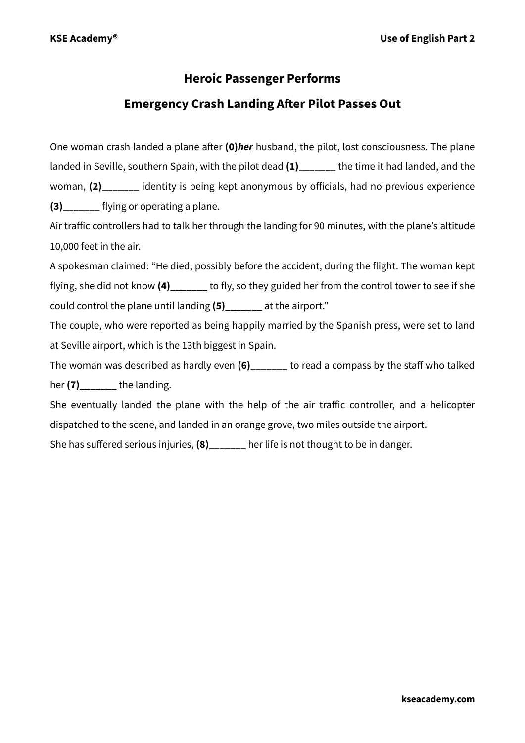# Heroic Passenger Performs

# Emergency Crash Landing After Pilot Passes Out

One woman crash landed a plane after **(0)*__her__*** husband, the pilot, lost consciousness. The plane landed in Seville, southern Spain, with the pilot dead **(1)_______** the time it had landed, and the woman, **(2)_______** identity is being kept anonymous by officials, had no previous experience **(3)_______** flying or operating a plane.

Air traffic controllers had to talk her through the landing for 90 minutes, with the plane's altitude 10,000 feet in the air.

A spokesman claimed: "He died, possibly before the accident, during the flight. The woman kept flying, she did not know **(4)_______** to fly, so they guided her from the control tower to see if she could control the plane until landing **(5)_______** at the airport."

The couple, who were reported as being happily married by the Spanish press, were set to land at Seville airport, which is the 13th biggest in Spain.

The woman was described as hardly even **(6)_______** to read a compass by the staff who talked her **(7)_______** the landing.

She eventually landed the plane with the help of the air traffic controller, and a helicopter dispatched to the scene, and landed in an orange grove, two miles outside the airport.

She has suffered serious injuries, **(8)_______** her life is not thought to be in danger.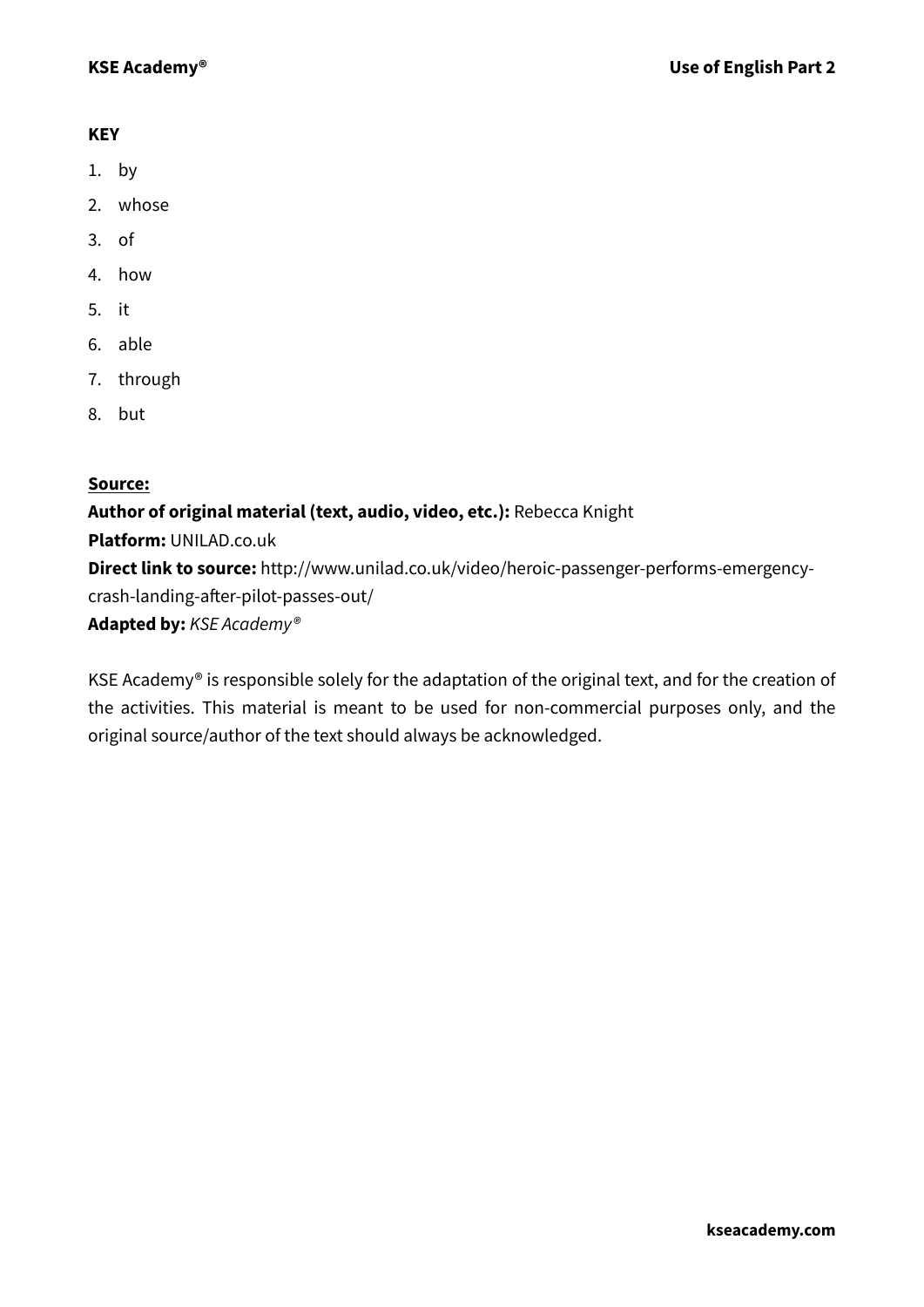**KEY**

1. by
2. whose
3. of
4. how
5. it
6. able
7. through
8. but

**Source:**

**Author of original material (text, audio, video, etc.):** Rebecca Knight

**Platform:** UNILAD.co.uk

**Direct link to source:** http://www.unilad.co.uk/video/heroic-passenger-performs-emergency-crash-landing-after-pilot-passes-out/

**Adapted by:** *KSE Academy®*

KSE Academy® is responsible solely for the adaptation of the original text, and for the creation of the activities. This material is meant to be used for non-commercial purposes only, and the original source/author of the text should always be acknowledged.